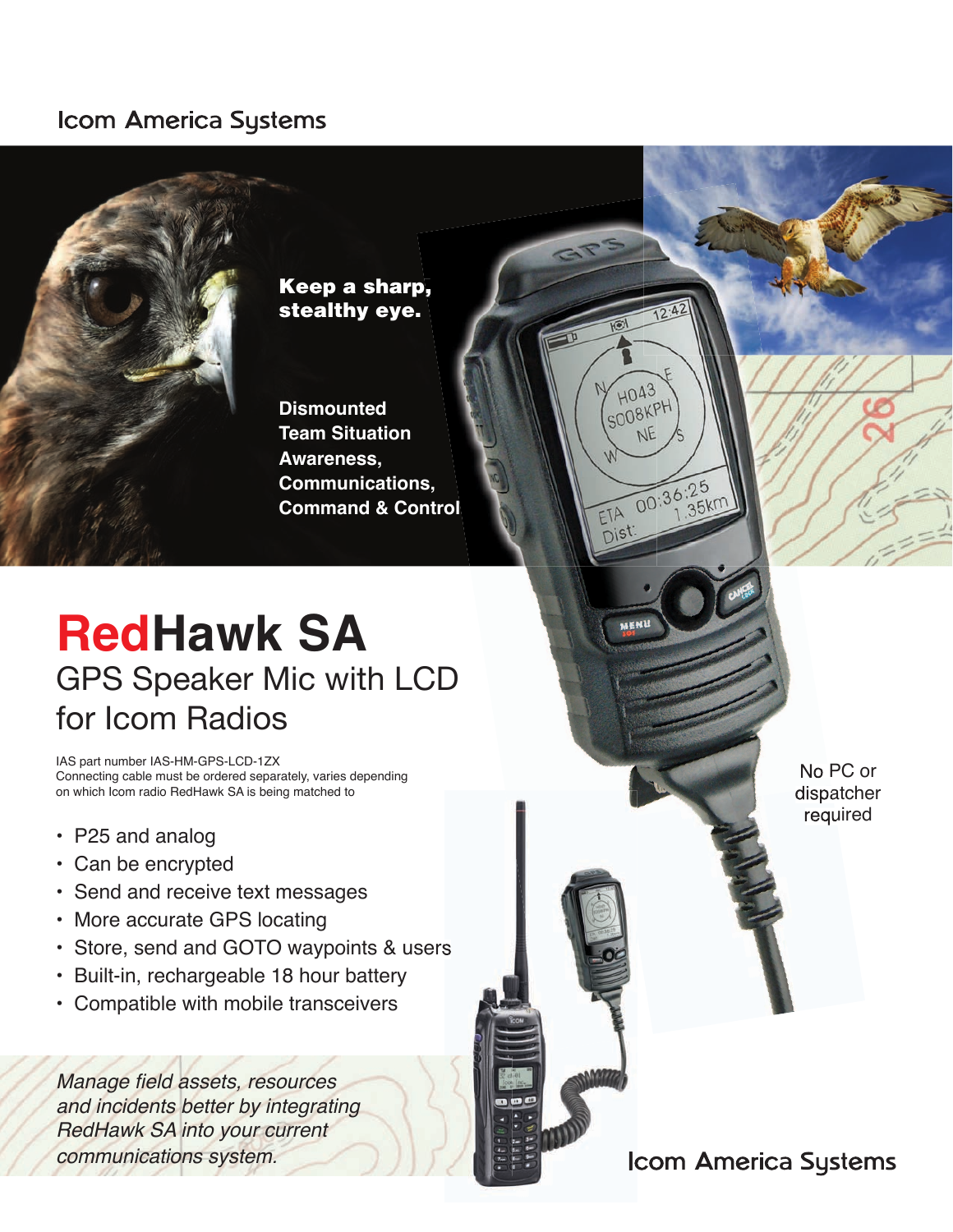Icom America Systems

**Keep a sharp, stealthy eye.**

**Dismounted Team Situation Awareness, Communications, Command & Control**

# RedHawk SA

## GPS Speaker Mic with LCD for Icom Radios

IAS part number IAS-HM-GPS-LCD-1ZX
Connecting cable must be ordered separately, varies depending on which Icom radio RedHawk SA is being matched to

- P25 and analog
- Can be encrypted
- Send and receive text messages
- More accurate GPS locating
- Store, send and GOTO waypoints & users
- Built-in, rechargeable 18 hour battery
- Compatible with mobile transceivers

No PC or dispatcher required

*Manage field assets, resources and incidents better by integrating RedHawk SA into your current communications system.*

Icom America Systems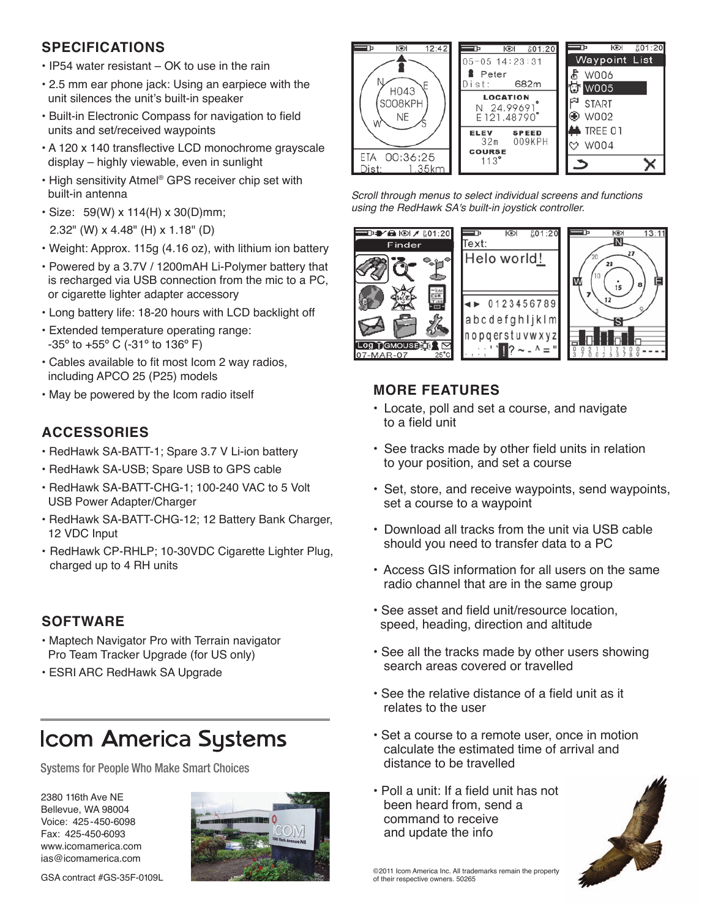## SPECIFICATIONS

- IP54 water resistant – OK to use in the rain
- 2.5 mm ear phone jack: Using an earpiece with the unit silences the unit's built-in speaker
- Built-in Electronic Compass for navigation to field units and set/received waypoints
- A 120 x 140 transflective LCD monochrome grayscale display – highly viewable, even in sunlight
- High sensitivity Atmel® GPS receiver chip set with built-in antenna
- Size: 59(W) x 114(H) x 30(D)mm; 2.32" (W) x 4.48" (H) x 1.18" (D)
- Weight: Approx. 115g (4.16 oz), with lithium ion battery
- Powered by a 3.7V / 1200mAH Li-Polymer battery that is recharged via USB connection from the mic to a PC, or cigarette lighter adapter accessory
- Long battery life: 18-20 hours with LCD backlight off
- Extended temperature operating range: -35º to +55º C (-31º to 136º F)
- Cables available to fit most Icom 2 way radios, including APCO 25 (P25) models
- May be powered by the Icom radio itself

## ACCESSORIES

- RedHawk SA-BATT-1; Spare 3.7 V Li-ion battery
- RedHawk SA-USB; Spare USB to GPS cable
- RedHawk SA-BATT-CHG-1; 100-240 VAC to 5 Volt USB Power Adapter/Charger
- RedHawk SA-BATT-CHG-12; 12 Battery Bank Charger, 12 VDC Input
- RedHawk CP-RHLP; 10-30VDC Cigarette Lighter Plug, charged up to 4 RH units

## SOFTWARE

- Maptech Navigator Pro with Terrain navigator Pro Team Tracker Upgrade (for US only)
- ESRI ARC RedHawk SA Upgrade

# Icom America Systems

Systems for People Who Make Smart Choices

2380 116th Ave NE
Bellevue, WA 98004
Voice: 425-450-6098
Fax: 425-450-6093
www.icomamerica.com
ias@icomamerica.com

GSA contract #GS-35F-0109L

*Scroll through menus to select individual screens and functions using the RedHawk SA's built-in joystick controller.*

## MORE FEATURES

- Locate, poll and set a course, and navigate to a field unit
- See tracks made by other field units in relation to your position, and set a course
- Set, store, and receive waypoints, send waypoints, set a course to a waypoint
- Download all tracks from the unit via USB cable should you need to transfer data to a PC
- Access GIS information for all users on the same radio channel that are in the same group
- See asset and field unit/resource location, speed, heading, direction and altitude
- See all the tracks made by other users showing search areas covered or travelled
- See the relative distance of a field unit as it relates to the user
- Set a course to a remote user, once in motion calculate the estimated time of arrival and distance to be travelled
- Poll a unit: If a field unit has not been heard from, send a command to receive and update the info

©2011 Icom America Inc. All trademarks remain the property of their respective owners. 50265